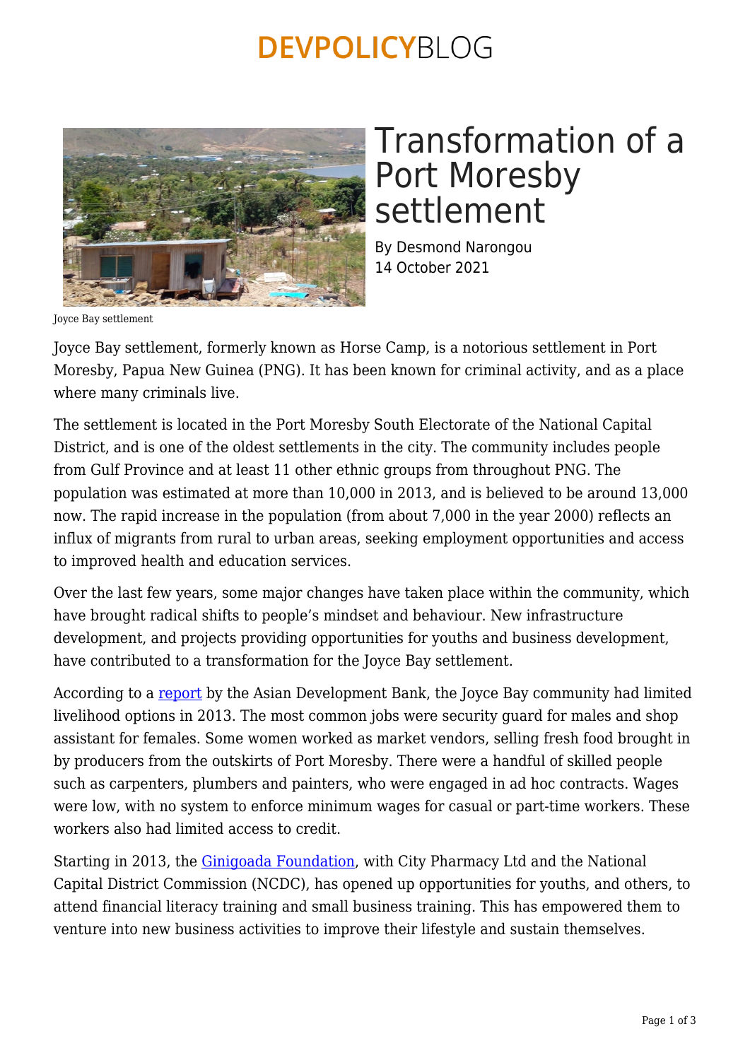# Transformation of a Port Moresby settlement

By Desmond Narongou
14 October 2021

Joyce Bay settlement

Joyce Bay settlement, formerly known as Horse Camp, is a notorious settlement in Port Moresby, Papua New Guinea (PNG). It has been known for criminal activity, and as a place where many criminals live.

The settlement is located in the Port Moresby South Electorate of the National Capital District, and is one of the oldest settlements in the city. The community includes people from Gulf Province and at least 11 other ethnic groups from throughout PNG. The population was estimated at more than 10,000 in 2013, and is believed to be around 13,000 now. The rapid increase in the population (from about 7,000 in the year 2000) reflects an influx of migrants from rural to urban areas, seeking employment opportunities and access to improved health and education services.

Over the last few years, some major changes have taken place within the community, which have brought radical shifts to people's mindset and behaviour. New infrastructure development, and projects providing opportunities for youths and business development, have contributed to a transformation for the Joyce Bay settlement.

According to a report by the Asian Development Bank, the Joyce Bay community had limited livelihood options in 2013. The most common jobs were security guard for males and shop assistant for females. Some women worked as market vendors, selling fresh food brought in by producers from the outskirts of Port Moresby. There were a handful of skilled people such as carpenters, plumbers and painters, who were engaged in ad hoc contracts. Wages were low, with no system to enforce minimum wages for casual or part-time workers. These workers also had limited access to credit.

Starting in 2013, the Ginigoada Foundation, with City Pharmacy Ltd and the National Capital District Commission (NCDC), has opened up opportunities for youths, and others, to attend financial literacy training and small business training. This has empowered them to venture into new business activities to improve their lifestyle and sustain themselves.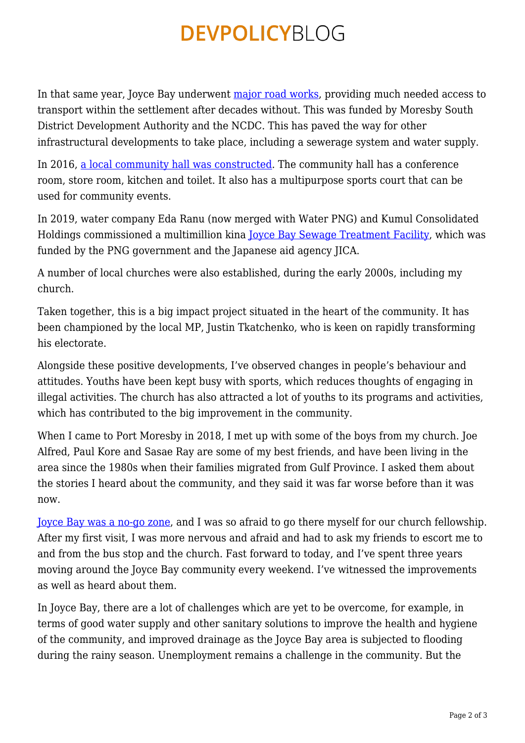In that same year, Joyce Bay underwent major road works, providing much needed access to transport within the settlement after decades without. This was funded by Moresby South District Development Authority and the NCDC. This has paved the way for other infrastructural developments to take place, including a sewerage system and water supply.

In 2016, a local community hall was constructed. The community hall has a conference room, store room, kitchen and toilet. It also has a multipurpose sports court that can be used for community events.

In 2019, water company Eda Ranu (now merged with Water PNG) and Kumul Consolidated Holdings commissioned a multimillion kina Joyce Bay Sewage Treatment Facility, which was funded by the PNG government and the Japanese aid agency JICA.

A number of local churches were also established, during the early 2000s, including my church.

Taken together, this is a big impact project situated in the heart of the community. It has been championed by the local MP, Justin Tkatchenko, who is keen on rapidly transforming his electorate.

Alongside these positive developments, I've observed changes in people's behaviour and attitudes. Youths have been kept busy with sports, which reduces thoughts of engaging in illegal activities. The church has also attracted a lot of youths to its programs and activities, which has contributed to the big improvement in the community.

When I came to Port Moresby in 2018, I met up with some of the boys from my church. Joe Alfred, Paul Kore and Sasae Ray are some of my best friends, and have been living in the area since the 1980s when their families migrated from Gulf Province. I asked them about the stories I heard about the community, and they said it was far worse before than it was now.

Joyce Bay was a no-go zone, and I was so afraid to go there myself for our church fellowship. After my first visit, I was more nervous and afraid and had to ask my friends to escort me to and from the bus stop and the church. Fast forward to today, and I've spent three years moving around the Joyce Bay community every weekend. I've witnessed the improvements as well as heard about them.

In Joyce Bay, there are a lot of challenges which are yet to be overcome, for example, in terms of good water supply and other sanitary solutions to improve the health and hygiene of the community, and improved drainage as the Joyce Bay area is subjected to flooding during the rainy season. Unemployment remains a challenge in the community. But the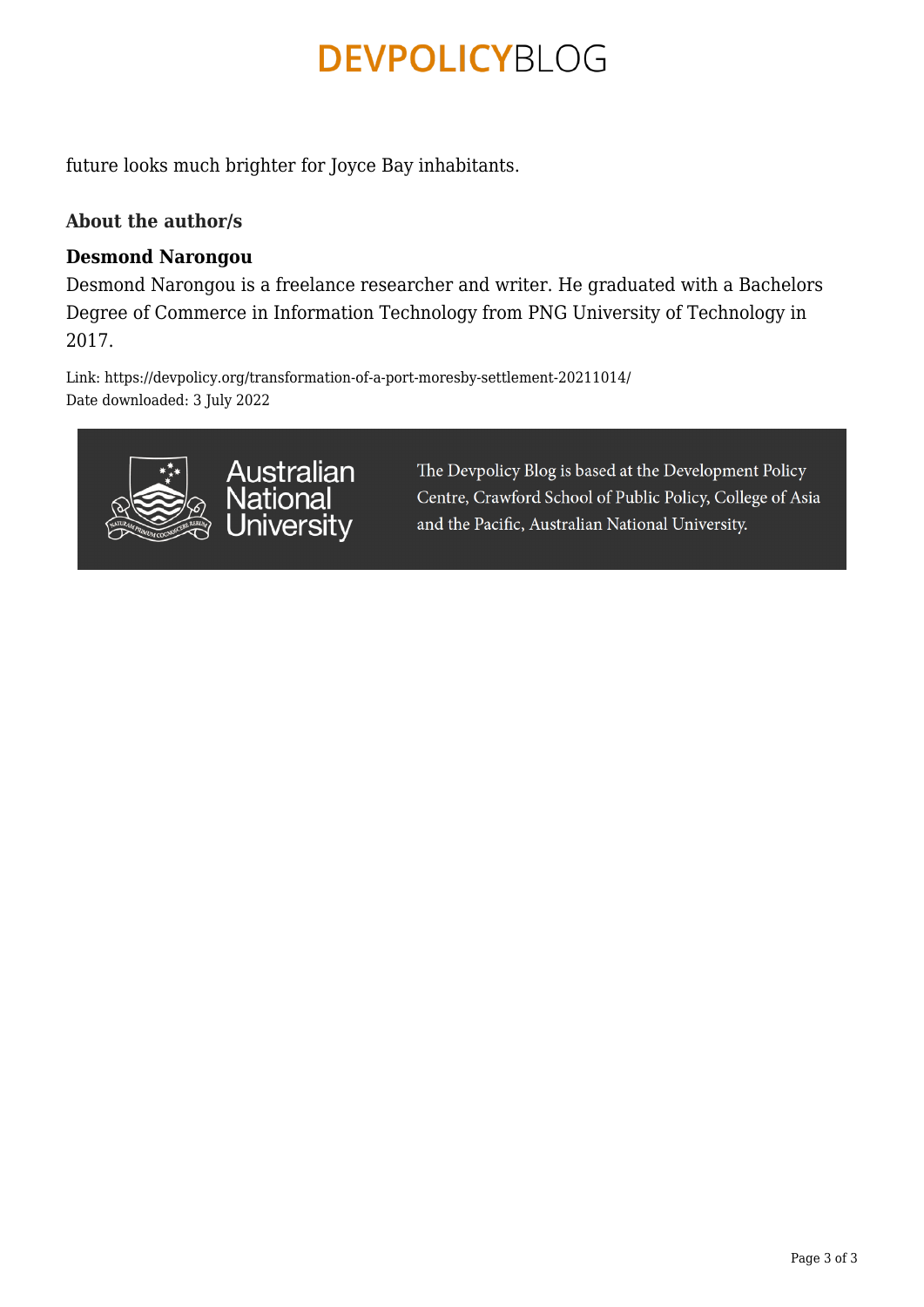future looks much brighter for Joyce Bay inhabitants.

### About the author/s

**Desmond Narongou**

Desmond Narongou is a freelance researcher and writer. He graduated with a Bachelors Degree of Commerce in Information Technology from PNG University of Technology in 2017.

Link: https://devpolicy.org/transformation-of-a-port-moresby-settlement-20211014/
Date downloaded: 3 July 2022

Australian National University

The Devpolicy Blog is based at the Development Policy Centre, Crawford School of Public Policy, College of Asia and the Pacific, Australian National University.